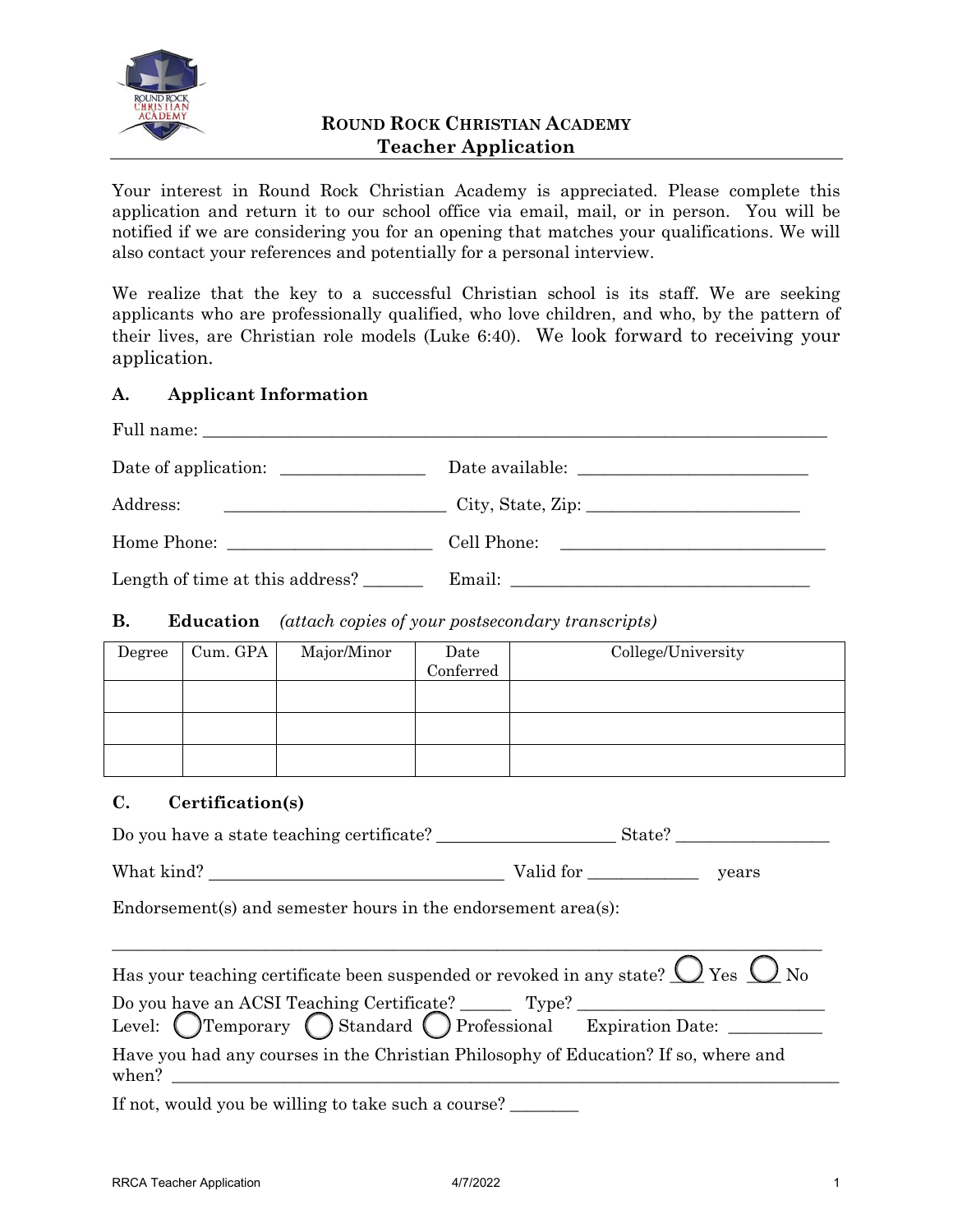# ROUND ROCK CHRISTIAN ACADEMY
## Teacher Application

Your interest in Round Rock Christian Academy is appreciated. Please complete this application and return it to our school office via email, mail, or in person. You will be notified if we are considering you for an opening that matches your qualifications. We will also contact your references and potentially for a personal interview.

We realize that the key to a successful Christian school is its staff. We are seeking applicants who are professionally qualified, who love children, and who, by the pattern of their lives, are Christian role models (Luke 6:40). We look forward to receiving your application.

### A. Applicant Information

Full name: ___________________________________________________________________________

Date of application: ________________ Date available: ___________________________

Address: __________________________ City, State, Zip: ________________________

Home Phone: _______________________ Cell Phone: ______________________________

Length of time at this address? _______ Email: ___________________________________

### B. Education *(attach copies of your postsecondary transcripts)*

| Degree | Cum. GPA | Major/Minor | Date Conferred | College/University |
|---|---|---|---|---|
| | | | | |
| | | | | |
| | | | | |

### C. Certification(s)

Do you have a state teaching certificate? _____________________ State? __________________

What kind? ___________________________________ Valid for _____________ years

Endorsement(s) and semester hours in the endorsement area(s):

_______________________________________________________________________________

Has your teaching certificate been suspended or revoked in any state? ◯ Yes ◯ No

Do you have an ACSI Teaching Certificate? ______ Type? ______________________________

Level: ◯ Temporary ◯ Standard ◯ Professional Expiration Date: ___________

Have you had any courses in the Christian Philosophy of Education? If so, where and when? _______________________________________________________________________

If not, would you be willing to take such a course? ________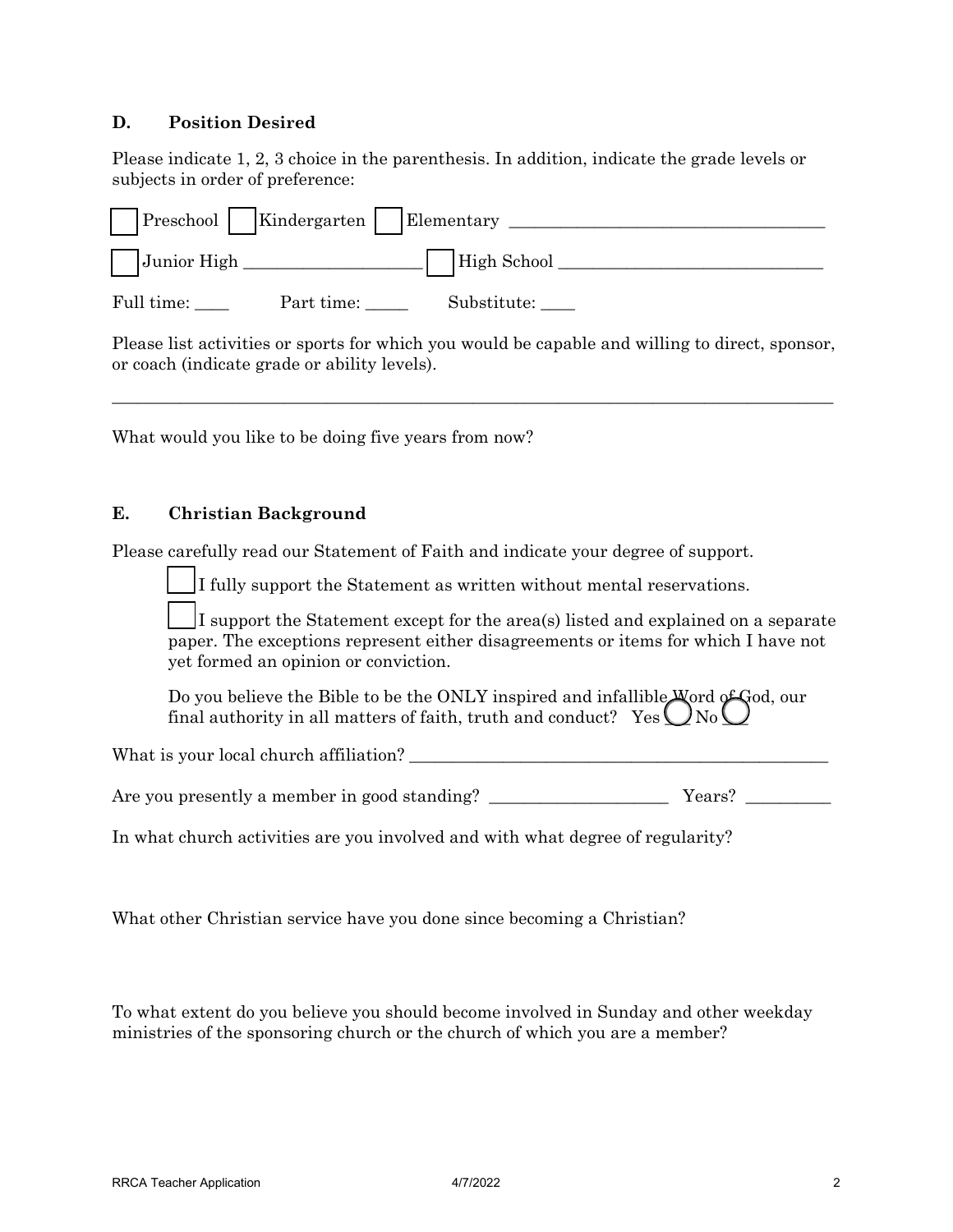## D. Position Desired

Please indicate 1, 2, 3 choice in the parenthesis. In addition, indicate the grade levels or subjects in order of preference:

☐ Preschool ☐ Kindergarten ☐ Elementary ___________________________________

☐ Junior High ____________________ ☐ High School ______________________________

Full time: ____ Part time: _____ Substitute: ____

Please list activities or sports for which you would be capable and willing to direct, sponsor, or coach (indicate grade or ability levels).

_______________________________________________________________________________________

What would you like to be doing five years from now?

## E. Christian Background

Please carefully read our Statement of Faith and indicate your degree of support.

☐ I fully support the Statement as written without mental reservations.

☐ I support the Statement except for the area(s) listed and explained on a separate paper. The exceptions represent either disagreements or items for which I have not yet formed an opinion or conviction.

Do you believe the Bible to be the ONLY inspired and infallible Word of God, our final authority in all matters of faith, truth and conduct? Yes ◯ No ◯

What is your local church affiliation? ___________________________________________________

Are you presently a member in good standing? ____________________ Years? _________

In what church activities are you involved and with what degree of regularity?

What other Christian service have you done since becoming a Christian?

To what extent do you believe you should become involved in Sunday and other weekday ministries of the sponsoring church or the church of which you are a member?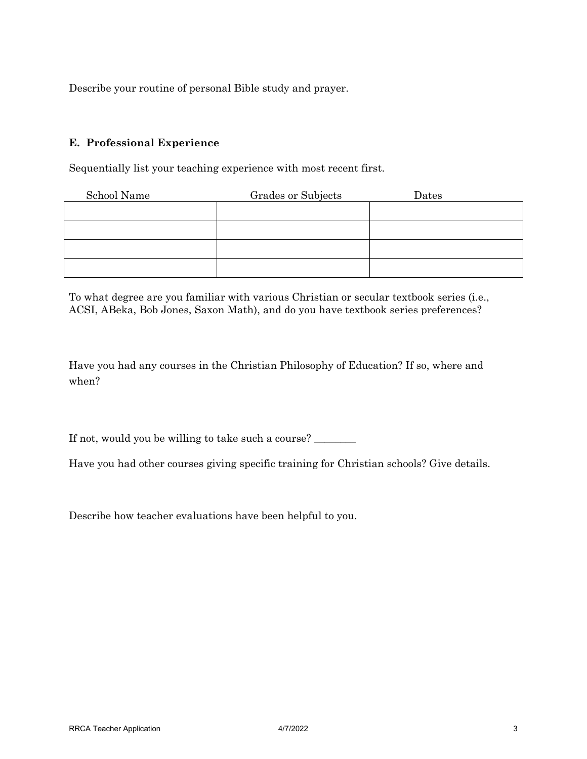Describe your routine of personal Bible study and prayer.

### E. Professional Experience

Sequentially list your teaching experience with most recent first.

| School Name | Grades or Subjects | Dates |
| --- | --- | --- |
| | | |
| | | |
| | | |
| | | |

To what degree are you familiar with various Christian or secular textbook series (i.e., ACSI, ABeka, Bob Jones, Saxon Math), and do you have textbook series preferences?

Have you had any courses in the Christian Philosophy of Education? If so, where and when?

If not, would you be willing to take such a course? ________

Have you had other courses giving specific training for Christian schools? Give details.

Describe how teacher evaluations have been helpful to you.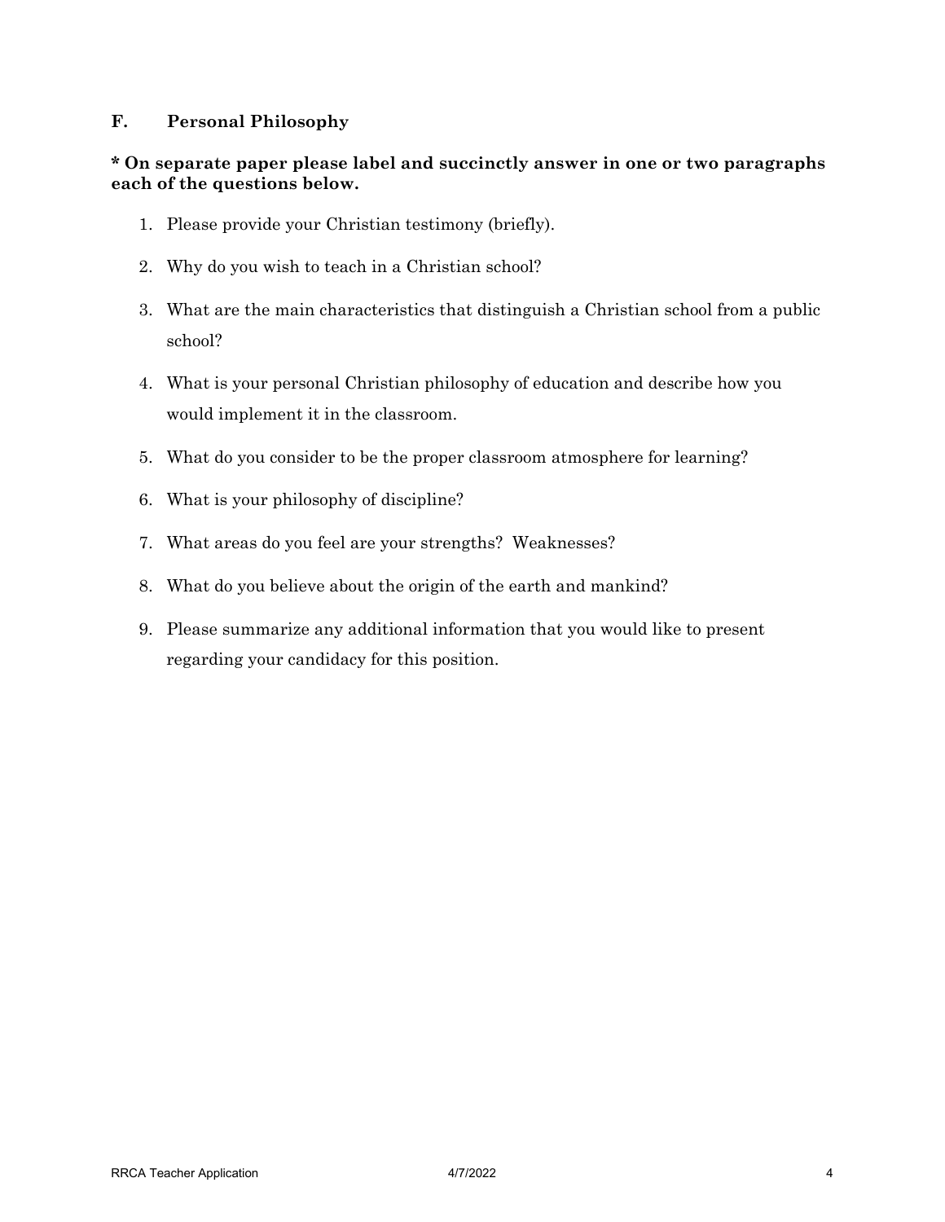## F. Personal Philosophy

**\* On separate paper please label and succinctly answer in one or two paragraphs each of the questions below.**

1. Please provide your Christian testimony (briefly).
2. Why do you wish to teach in a Christian school?
3. What are the main characteristics that distinguish a Christian school from a public school?
4. What is your personal Christian philosophy of education and describe how you would implement it in the classroom.
5. What do you consider to be the proper classroom atmosphere for learning?
6. What is your philosophy of discipline?
7. What areas do you feel are your strengths? Weaknesses?
8. What do you believe about the origin of the earth and mankind?
9. Please summarize any additional information that you would like to present regarding your candidacy for this position.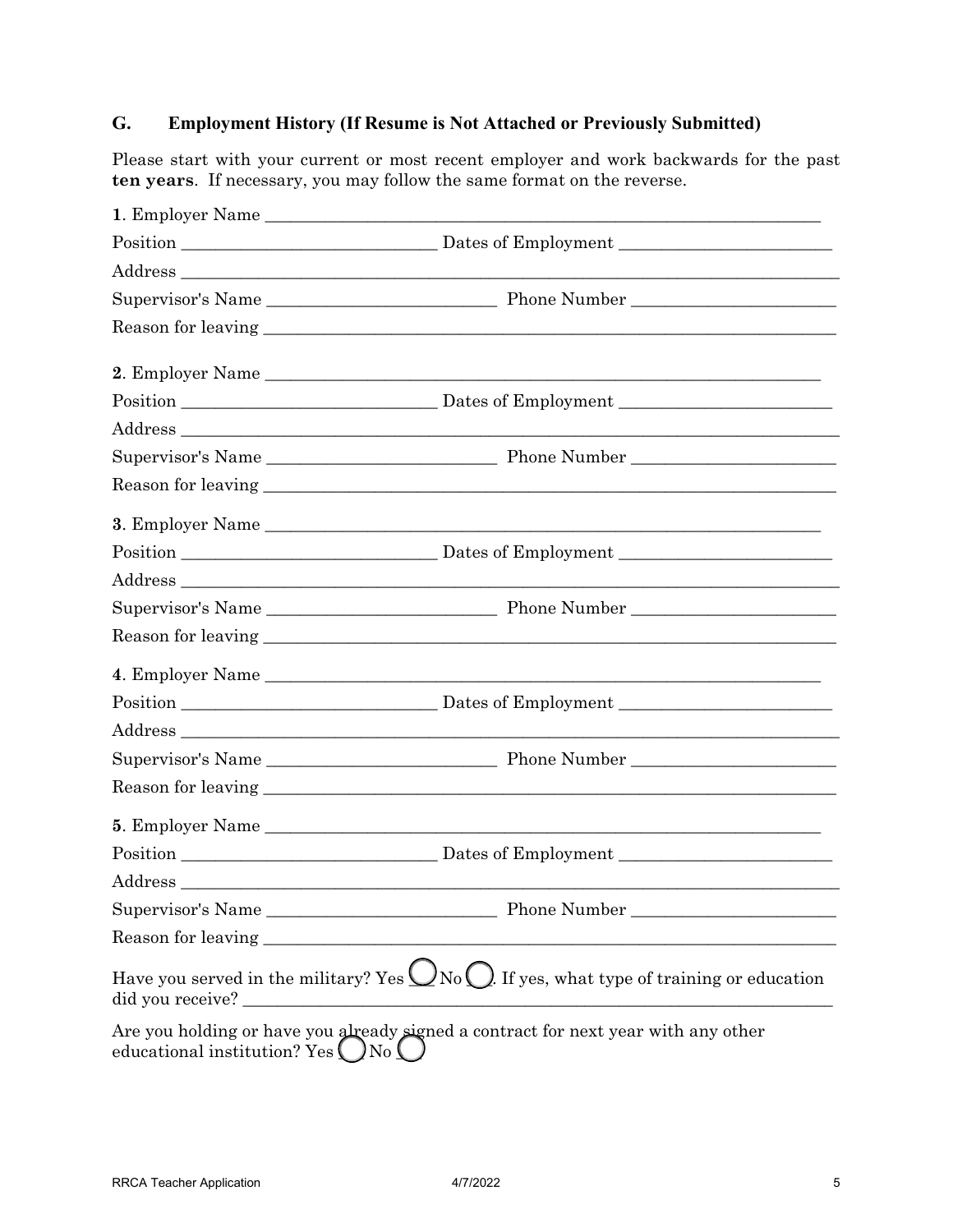## G. Employment History (If Resume is Not Attached or Previously Submitted)

Please start with your current or most recent employer and work backwards for the past **ten years**. If necessary, you may follow the same format on the reverse.

**1**. Employer Name \_\_\_\_\_\_\_\_\_\_\_\_\_\_\_\_\_\_\_\_\_\_\_\_\_\_\_\_\_\_\_\_\_\_\_\_\_\_\_\_\_\_\_\_\_\_\_\_\_\_\_\_\_\_\_\_\_\_\_\_\_\_

Position \_\_\_\_\_\_\_\_\_\_\_\_\_\_\_\_\_\_\_\_\_\_\_\_\_\_\_\_ Dates of Employment \_\_\_\_\_\_\_\_\_\_\_\_\_\_\_\_\_\_\_\_\_\_\_\_

Address \_\_\_\_\_\_\_\_\_\_\_\_\_\_\_\_\_\_\_\_\_\_\_\_\_\_\_\_\_\_\_\_\_\_\_\_\_\_\_\_\_\_\_\_\_\_\_\_\_\_\_\_\_\_\_\_\_\_\_\_\_\_\_\_\_\_\_\_\_\_\_\_\_

Supervisor's Name \_\_\_\_\_\_\_\_\_\_\_\_\_\_\_\_\_\_\_\_\_\_\_\_\_\_ Phone Number \_\_\_\_\_\_\_\_\_\_\_\_\_\_\_\_\_\_\_\_\_\_\_

Reason for leaving \_\_\_\_\_\_\_\_\_\_\_\_\_\_\_\_\_\_\_\_\_\_\_\_\_\_\_\_\_\_\_\_\_\_\_\_\_\_\_\_\_\_\_\_\_\_\_\_\_\_\_\_\_\_\_\_\_\_\_\_\_\_\_\_

**2**. Employer Name \_\_\_\_\_\_\_\_\_\_\_\_\_\_\_\_\_\_\_\_\_\_\_\_\_\_\_\_\_\_\_\_\_\_\_\_\_\_\_\_\_\_\_\_\_\_\_\_\_\_\_\_\_\_\_\_\_\_\_\_\_\_

Position \_\_\_\_\_\_\_\_\_\_\_\_\_\_\_\_\_\_\_\_\_\_\_\_\_\_\_\_ Dates of Employment \_\_\_\_\_\_\_\_\_\_\_\_\_\_\_\_\_\_\_\_\_\_\_\_

Address \_\_\_\_\_\_\_\_\_\_\_\_\_\_\_\_\_\_\_\_\_\_\_\_\_\_\_\_\_\_\_\_\_\_\_\_\_\_\_\_\_\_\_\_\_\_\_\_\_\_\_\_\_\_\_\_\_\_\_\_\_\_\_\_\_\_\_\_\_\_\_\_\_

Supervisor's Name \_\_\_\_\_\_\_\_\_\_\_\_\_\_\_\_\_\_\_\_\_\_\_\_\_\_ Phone Number \_\_\_\_\_\_\_\_\_\_\_\_\_\_\_\_\_\_\_\_\_\_\_

Reason for leaving \_\_\_\_\_\_\_\_\_\_\_\_\_\_\_\_\_\_\_\_\_\_\_\_\_\_\_\_\_\_\_\_\_\_\_\_\_\_\_\_\_\_\_\_\_\_\_\_\_\_\_\_\_\_\_\_\_\_\_\_\_\_\_\_

**3**. Employer Name \_\_\_\_\_\_\_\_\_\_\_\_\_\_\_\_\_\_\_\_\_\_\_\_\_\_\_\_\_\_\_\_\_\_\_\_\_\_\_\_\_\_\_\_\_\_\_\_\_\_\_\_\_\_\_\_\_\_\_\_\_\_

Position \_\_\_\_\_\_\_\_\_\_\_\_\_\_\_\_\_\_\_\_\_\_\_\_\_\_\_\_ Dates of Employment \_\_\_\_\_\_\_\_\_\_\_\_\_\_\_\_\_\_\_\_\_\_\_\_

Address \_\_\_\_\_\_\_\_\_\_\_\_\_\_\_\_\_\_\_\_\_\_\_\_\_\_\_\_\_\_\_\_\_\_\_\_\_\_\_\_\_\_\_\_\_\_\_\_\_\_\_\_\_\_\_\_\_\_\_\_\_\_\_\_\_\_\_\_\_\_\_\_\_

Supervisor's Name \_\_\_\_\_\_\_\_\_\_\_\_\_\_\_\_\_\_\_\_\_\_\_\_\_\_ Phone Number \_\_\_\_\_\_\_\_\_\_\_\_\_\_\_\_\_\_\_\_\_\_\_

Reason for leaving \_\_\_\_\_\_\_\_\_\_\_\_\_\_\_\_\_\_\_\_\_\_\_\_\_\_\_\_\_\_\_\_\_\_\_\_\_\_\_\_\_\_\_\_\_\_\_\_\_\_\_\_\_\_\_\_\_\_\_\_\_\_\_\_

**4**. Employer Name \_\_\_\_\_\_\_\_\_\_\_\_\_\_\_\_\_\_\_\_\_\_\_\_\_\_\_\_\_\_\_\_\_\_\_\_\_\_\_\_\_\_\_\_\_\_\_\_\_\_\_\_\_\_\_\_\_\_\_\_\_\_

Position \_\_\_\_\_\_\_\_\_\_\_\_\_\_\_\_\_\_\_\_\_\_\_\_\_\_\_\_ Dates of Employment \_\_\_\_\_\_\_\_\_\_\_\_\_\_\_\_\_\_\_\_\_\_\_\_

Address \_\_\_\_\_\_\_\_\_\_\_\_\_\_\_\_\_\_\_\_\_\_\_\_\_\_\_\_\_\_\_\_\_\_\_\_\_\_\_\_\_\_\_\_\_\_\_\_\_\_\_\_\_\_\_\_\_\_\_\_\_\_\_\_\_\_\_\_\_\_\_\_\_

Supervisor's Name \_\_\_\_\_\_\_\_\_\_\_\_\_\_\_\_\_\_\_\_\_\_\_\_\_\_ Phone Number \_\_\_\_\_\_\_\_\_\_\_\_\_\_\_\_\_\_\_\_\_\_\_

Reason for leaving \_\_\_\_\_\_\_\_\_\_\_\_\_\_\_\_\_\_\_\_\_\_\_\_\_\_\_\_\_\_\_\_\_\_\_\_\_\_\_\_\_\_\_\_\_\_\_\_\_\_\_\_\_\_\_\_\_\_\_\_\_\_\_\_

**5**. Employer Name \_\_\_\_\_\_\_\_\_\_\_\_\_\_\_\_\_\_\_\_\_\_\_\_\_\_\_\_\_\_\_\_\_\_\_\_\_\_\_\_\_\_\_\_\_\_\_\_\_\_\_\_\_\_\_\_\_\_\_\_\_\_

Position \_\_\_\_\_\_\_\_\_\_\_\_\_\_\_\_\_\_\_\_\_\_\_\_\_\_\_\_ Dates of Employment \_\_\_\_\_\_\_\_\_\_\_\_\_\_\_\_\_\_\_\_\_\_\_\_

Address \_\_\_\_\_\_\_\_\_\_\_\_\_\_\_\_\_\_\_\_\_\_\_\_\_\_\_\_\_\_\_\_\_\_\_\_\_\_\_\_\_\_\_\_\_\_\_\_\_\_\_\_\_\_\_\_\_\_\_\_\_\_\_\_\_\_\_\_\_\_\_\_\_

Supervisor's Name \_\_\_\_\_\_\_\_\_\_\_\_\_\_\_\_\_\_\_\_\_\_\_\_\_\_ Phone Number \_\_\_\_\_\_\_\_\_\_\_\_\_\_\_\_\_\_\_\_\_\_\_

Reason for leaving \_\_\_\_\_\_\_\_\_\_\_\_\_\_\_\_\_\_\_\_\_\_\_\_\_\_\_\_\_\_\_\_\_\_\_\_\_\_\_\_\_\_\_\_\_\_\_\_\_\_\_\_\_\_\_\_\_\_\_\_\_\_\_\_

Have you served in the military? Yes ◯ No ◯. If yes, what type of training or education did you receive? \_\_\_\_\_\_\_\_\_\_\_\_\_\_\_\_\_\_\_\_\_\_\_\_\_\_\_\_\_\_\_\_\_\_\_\_\_\_\_\_\_\_\_\_\_\_\_\_\_\_\_\_\_\_\_\_\_\_\_\_\_\_\_\_\_\_

Are you holding or have you already signed a contract for next year with any other educational institution? Yes ◯ No ◯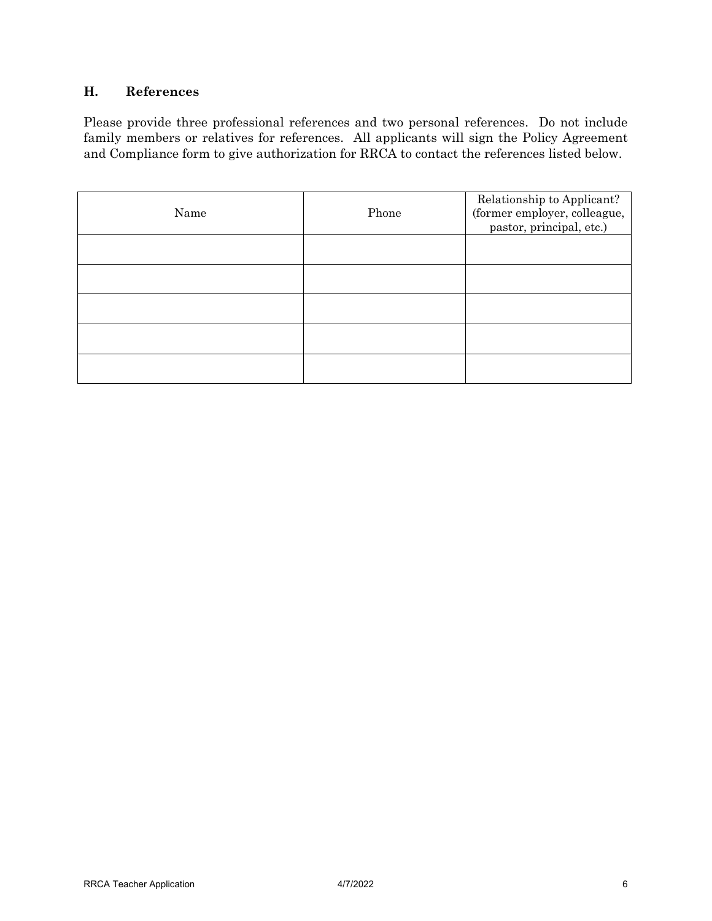## H. References

Please provide three professional references and two personal references. Do not include family members or relatives for references. All applicants will sign the Policy Agreement and Compliance form to give authorization for RRCA to contact the references listed below.

| Name | Phone | Relationship to Applicant? (former employer, colleague, pastor, principal, etc.) |
|---|---|---|
| | | |
| | | |
| | | |
| | | |
| | | |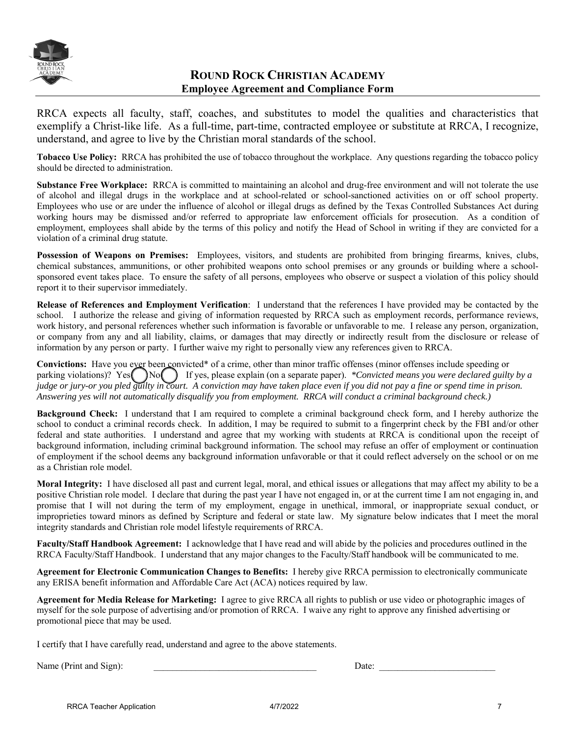# ROUND ROCK CHRISTIAN ACADEMY

## Employee Agreement and Compliance Form

RRCA expects all faculty, staff, coaches, and substitutes to model the qualities and characteristics that exemplify a Christ-like life. As a full-time, part-time, contracted employee or substitute at RRCA, I recognize, understand, and agree to live by the Christian moral standards of the school.

**Tobacco Use Policy:** RRCA has prohibited the use of tobacco throughout the workplace. Any questions regarding the tobacco policy should be directed to administration.

**Substance Free Workplace:** RRCA is committed to maintaining an alcohol and drug-free environment and will not tolerate the use of alcohol and illegal drugs in the workplace and at school-related or school-sanctioned activities on or off school property. Employees who use or are under the influence of alcohol or illegal drugs as defined by the Texas Controlled Substances Act during working hours may be dismissed and/or referred to appropriate law enforcement officials for prosecution. As a condition of employment, employees shall abide by the terms of this policy and notify the Head of School in writing if they are convicted for a violation of a criminal drug statute.

**Possession of Weapons on Premises:** Employees, visitors, and students are prohibited from bringing firearms, knives, clubs, chemical substances, ammunitions, or other prohibited weapons onto school premises or any grounds or building where a school-sponsored event takes place. To ensure the safety of all persons, employees who observe or suspect a violation of this policy should report it to their supervisor immediately.

**Release of References and Employment Verification**: I understand that the references I have provided may be contacted by the school. I authorize the release and giving of information requested by RRCA such as employment records, performance reviews, work history, and personal references whether such information is favorable or unfavorable to me. I release any person, organization, or company from any and all liability, claims, or damages that may directly or indirectly result from the disclosure or release of information by any person or party. I further waive my right to personally view any references given to RRCA.

**Convictions:** Have you ever been convicted* of a crime, other than minor traffic offenses (minor offenses include speeding or parking violations)? Yes ◯ No ◯ If yes, please explain (on a separate paper). *\*Convicted means you were declared guilty by a judge or jury-or you pled guilty in court. A conviction may have taken place even if you did not pay a fine or spend time in prison. Answering yes will not automatically disqualify you from employment. RRCA will conduct a criminal background check.)*

**Background Check:** I understand that I am required to complete a criminal background check form, and I hereby authorize the school to conduct a criminal records check. In addition, I may be required to submit to a fingerprint check by the FBI and/or other federal and state authorities. I understand and agree that my working with students at RRCA is conditional upon the receipt of background information, including criminal background information. The school may refuse an offer of employment or continuation of employment if the school deems any background information unfavorable or that it could reflect adversely on the school or on me as a Christian role model.

**Moral Integrity:** I have disclosed all past and current legal, moral, and ethical issues or allegations that may affect my ability to be a positive Christian role model. I declare that during the past year I have not engaged in, or at the current time I am not engaging in, and promise that I will not during the term of my employment, engage in unethical, immoral, or inappropriate sexual conduct, or improprieties toward minors as defined by Scripture and federal or state law. My signature below indicates that I meet the moral integrity standards and Christian role model lifestyle requirements of RRCA.

**Faculty/Staff Handbook Agreement:** I acknowledge that I have read and will abide by the policies and procedures outlined in the RRCA Faculty/Staff Handbook. I understand that any major changes to the Faculty/Staff handbook will be communicated to me.

**Agreement for Electronic Communication Changes to Benefits:** I hereby give RRCA permission to electronically communicate any ERISA benefit information and Affordable Care Act (ACA) notices required by law.

**Agreement for Media Release for Marketing:** I agree to give RRCA all rights to publish or use video or photographic images of myself for the sole purpose of advertising and/or promotion of RRCA. I waive any right to approve any finished advertising or promotional piece that may be used.

I certify that I have carefully read, understand and agree to the above statements.

Name (Print and Sign): ___________________________________ Date: _________________________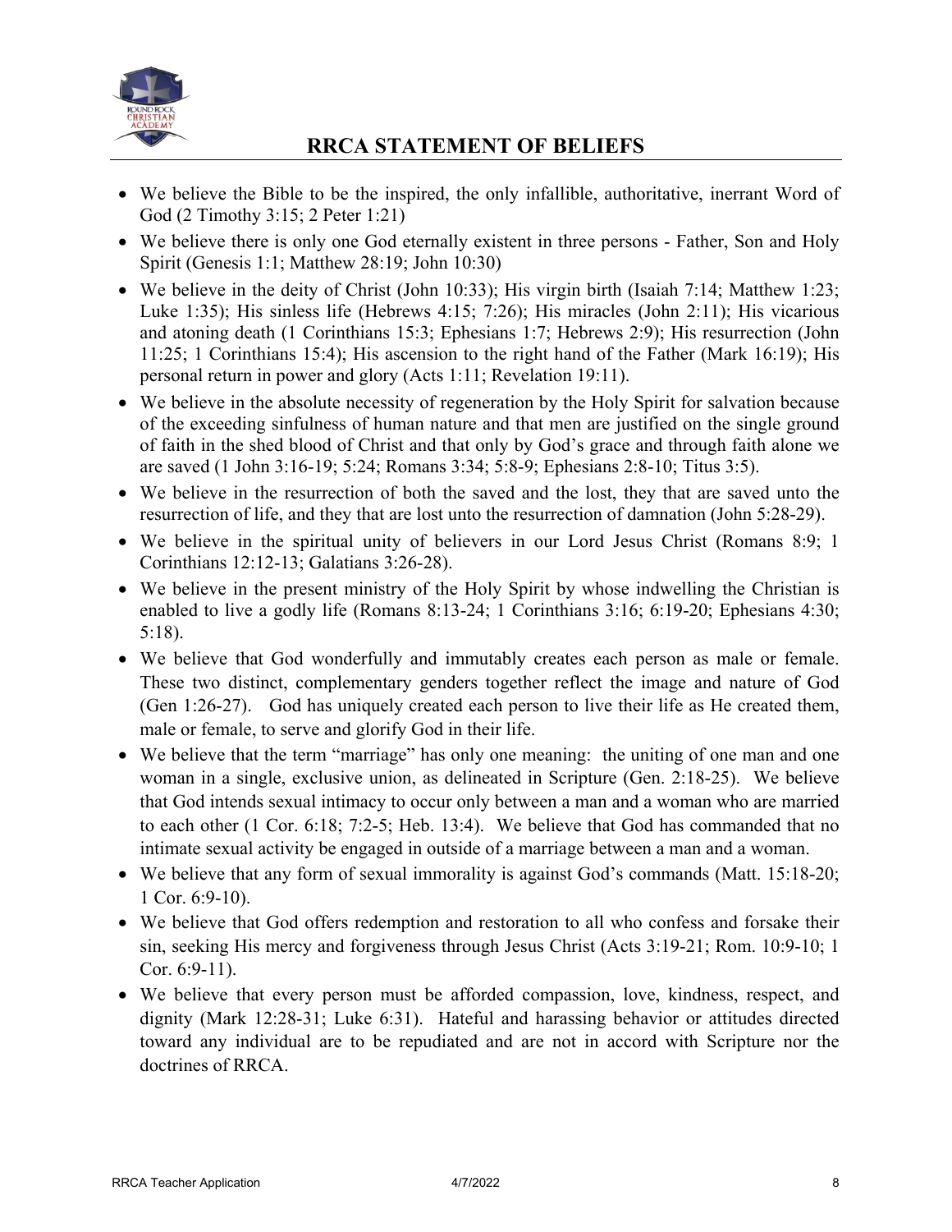# RRCA STATEMENT OF BELIEFS

- We believe the Bible to be the inspired, the only infallible, authoritative, inerrant Word of God (2 Timothy 3:15; 2 Peter 1:21)
- We believe there is only one God eternally existent in three persons - Father, Son and Holy Spirit (Genesis 1:1; Matthew 28:19; John 10:30)
- We believe in the deity of Christ (John 10:33); His virgin birth (Isaiah 7:14; Matthew 1:23; Luke 1:35); His sinless life (Hebrews 4:15; 7:26); His miracles (John 2:11); His vicarious and atoning death (1 Corinthians 15:3; Ephesians 1:7; Hebrews 2:9); His resurrection (John 11:25; 1 Corinthians 15:4); His ascension to the right hand of the Father (Mark 16:19); His personal return in power and glory (Acts 1:11; Revelation 19:11).
- We believe in the absolute necessity of regeneration by the Holy Spirit for salvation because of the exceeding sinfulness of human nature and that men are justified on the single ground of faith in the shed blood of Christ and that only by God's grace and through faith alone we are saved (1 John 3:16-19; 5:24; Romans 3:34; 5:8-9; Ephesians 2:8-10; Titus 3:5).
- We believe in the resurrection of both the saved and the lost, they that are saved unto the resurrection of life, and they that are lost unto the resurrection of damnation (John 5:28-29).
- We believe in the spiritual unity of believers in our Lord Jesus Christ (Romans 8:9; 1 Corinthians 12:12-13; Galatians 3:26-28).
- We believe in the present ministry of the Holy Spirit by whose indwelling the Christian is enabled to live a godly life (Romans 8:13-24; 1 Corinthians 3:16; 6:19-20; Ephesians 4:30; 5:18).
- We believe that God wonderfully and immutably creates each person as male or female. These two distinct, complementary genders together reflect the image and nature of God (Gen 1:26-27). God has uniquely created each person to live their life as He created them, male or female, to serve and glorify God in their life.
- We believe that the term "marriage" has only one meaning: the uniting of one man and one woman in a single, exclusive union, as delineated in Scripture (Gen. 2:18-25). We believe that God intends sexual intimacy to occur only between a man and a woman who are married to each other (1 Cor. 6:18; 7:2-5; Heb. 13:4). We believe that God has commanded that no intimate sexual activity be engaged in outside of a marriage between a man and a woman.
- We believe that any form of sexual immorality is against God's commands (Matt. 15:18-20; 1 Cor. 6:9-10).
- We believe that God offers redemption and restoration to all who confess and forsake their sin, seeking His mercy and forgiveness through Jesus Christ (Acts 3:19-21; Rom. 10:9-10; 1 Cor. 6:9-11).
- We believe that every person must be afforded compassion, love, kindness, respect, and dignity (Mark 12:28-31; Luke 6:31). Hateful and harassing behavior or attitudes directed toward any individual are to be repudiated and are not in accord with Scripture nor the doctrines of RRCA.